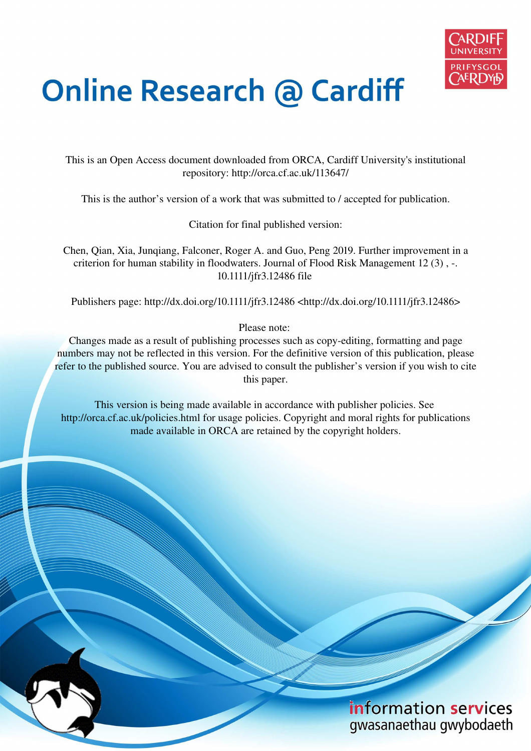# Online Research @ Cardiff

This is an Open Access document downloaded from ORCA, Cardiff University's institutional repository: http://orca.cf.ac.uk/113647/

This is the author's version of a work that was submitted to / accepted for publication.

Citation for final published version:

Chen, Qian, Xia, Junqiang, Falconer, Roger A. and Guo, Peng 2019. Further improvement in a criterion for human stability in floodwaters. Journal of Flood Risk Management 12 (3) , -. 10.1111/jfr3.12486 file

Publishers page: http://dx.doi.org/10.1111/jfr3.12486 <http://dx.doi.org/10.1111/jfr3.12486>

Please note:
Changes made as a result of publishing processes such as copy-editing, formatting and page numbers may not be reflected in this version. For the definitive version of this publication, please refer to the published source. You are advised to consult the publisher's version if you wish to cite this paper.

This version is being made available in accordance with publisher policies. See http://orca.cf.ac.uk/policies.html for usage policies. Copyright and moral rights for publications made available in ORCA are retained by the copyright holders.

information services
gwasanaethau gwybodaeth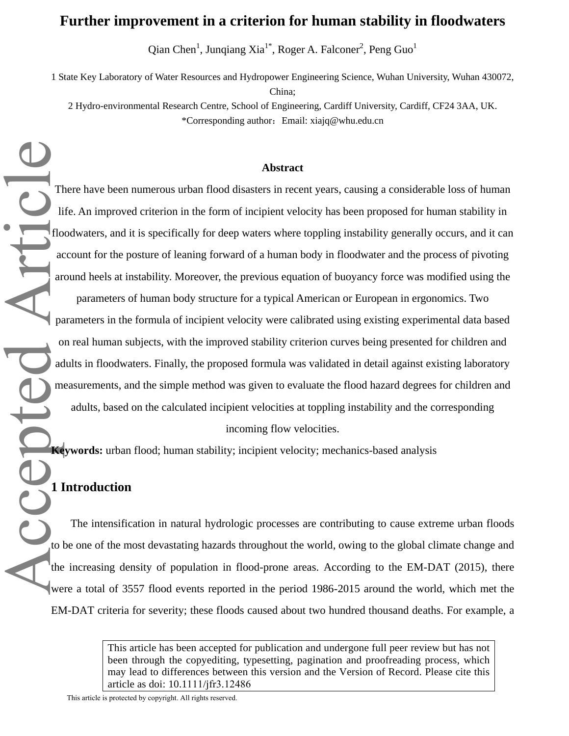# Further improvement in a criterion for human stability in floodwaters

Qian Chen[1], Junqiang Xia[1*], Roger A. Falconer[2], Peng Guo[1]

1 State Key Laboratory of Water Resources and Hydropower Engineering Science, Wuhan University, Wuhan 430072, China;

2 Hydro-environmental Research Centre, School of Engineering, Cardiff University, Cardiff, CF24 3AA, UK.

*Corresponding author：Email: xiajq@whu.edu.cn

## Abstract

There have been numerous urban flood disasters in recent years, causing a considerable loss of human life. An improved criterion in the form of incipient velocity has been proposed for human stability in floodwaters, and it is specifically for deep waters where toppling instability generally occurs, and it can account for the posture of leaning forward of a human body in floodwater and the process of pivoting around heels at instability. Moreover, the previous equation of buoyancy force was modified using the parameters of human body structure for a typical American or European in ergonomics. Two parameters in the formula of incipient velocity were calibrated using existing experimental data based on real human subjects, with the improved stability criterion curves being presented for children and adults in floodwaters. Finally, the proposed formula was validated in detail against existing laboratory measurements, and the simple method was given to evaluate the flood hazard degrees for children and adults, based on the calculated incipient velocities at toppling instability and the corresponding incoming flow velocities.

**Keywords:** urban flood; human stability; incipient velocity; mechanics-based analysis

## 1 Introduction

The intensification in natural hydrologic processes are contributing to cause extreme urban floods to be one of the most devastating hazards throughout the world, owing to the global climate change and the increasing density of population in flood-prone areas. According to the EM-DAT (2015), there were a total of 3557 flood events reported in the period 1986-2015 around the world, which met the EM-DAT criteria for severity; these floods caused about two hundred thousand deaths. For example, a

This article has been accepted for publication and undergone full peer review but has not been through the copyediting, typesetting, pagination and proofreading process, which may lead to differences between this version and the Version of Record. Please cite this article as doi: 10.1111/jfr3.12486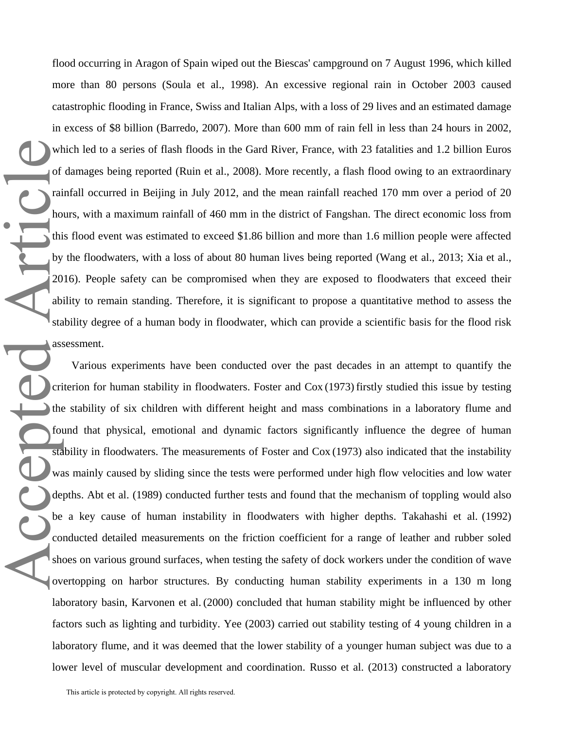flood occurring in Aragon of Spain wiped out the Biescas' campground on 7 August 1996, which killed more than 80 persons (Soula et al., 1998). An excessive regional rain in October 2003 caused catastrophic flooding in France, Swiss and Italian Alps, with a loss of 29 lives and an estimated damage in excess of $8 billion (Barredo, 2007). More than 600 mm of rain fell in less than 24 hours in 2002, which led to a series of flash floods in the Gard River, France, with 23 fatalities and 1.2 billion Euros of damages being reported (Ruin et al., 2008). More recently, a flash flood owing to an extraordinary rainfall occurred in Beijing in July 2012, and the mean rainfall reached 170 mm over a period of 20 hours, with a maximum rainfall of 460 mm in the district of Fangshan. The direct economic loss from this flood event was estimated to exceed $1.86 billion and more than 1.6 million people were affected by the floodwaters, with a loss of about 80 human lives being reported (Wang et al., 2013; Xia et al., 2016). People safety can be compromised when they are exposed to floodwaters that exceed their ability to remain standing. Therefore, it is significant to propose a quantitative method to assess the stability degree of a human body in floodwater, which can provide a scientific basis for the flood risk assessment.

Various experiments have been conducted over the past decades in an attempt to quantify the criterion for human stability in floodwaters. Foster and Cox (1973) firstly studied this issue by testing the stability of six children with different height and mass combinations in a laboratory flume and found that physical, emotional and dynamic factors significantly influence the degree of human stability in floodwaters. The measurements of Foster and Cox (1973) also indicated that the instability was mainly caused by sliding since the tests were performed under high flow velocities and low water depths. Abt et al. (1989) conducted further tests and found that the mechanism of toppling would also be a key cause of human instability in floodwaters with higher depths. Takahashi et al. (1992) conducted detailed measurements on the friction coefficient for a range of leather and rubber soled shoes on various ground surfaces, when testing the safety of dock workers under the condition of wave overtopping on harbor structures. By conducting human stability experiments in a 130 m long laboratory basin, Karvonen et al. (2000) concluded that human stability might be influenced by other factors such as lighting and turbidity. Yee (2003) carried out stability testing of 4 young children in a laboratory flume, and it was deemed that the lower stability of a younger human subject was due to a lower level of muscular development and coordination. Russo et al. (2013) constructed a laboratory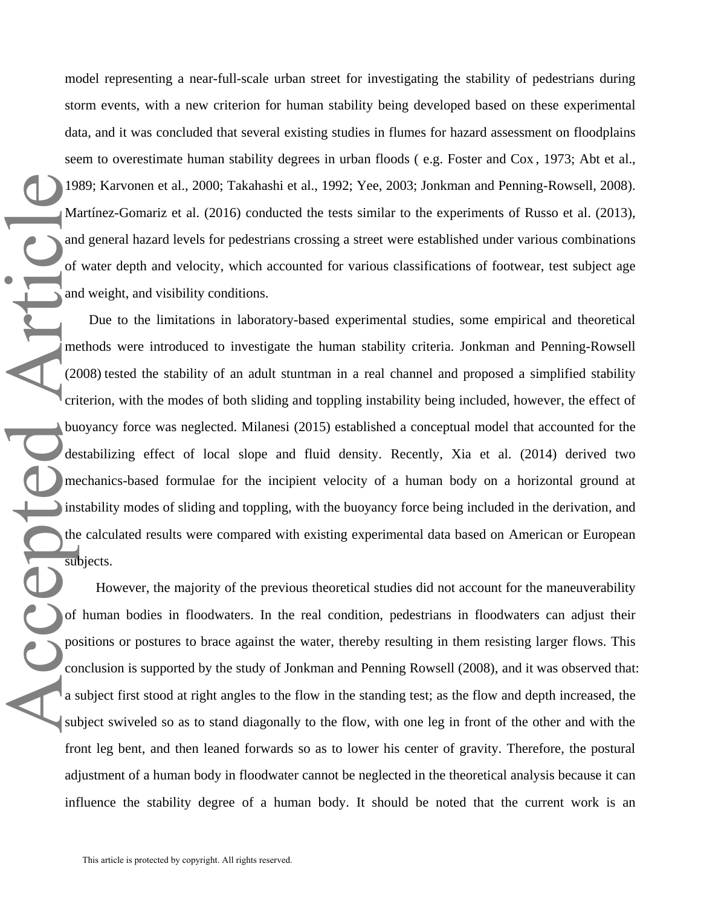model representing a near-full-scale urban street for investigating the stability of pedestrians during storm events, with a new criterion for human stability being developed based on these experimental data, and it was concluded that several existing studies in flumes for hazard assessment on floodplains seem to overestimate human stability degrees in urban floods ( e.g. Foster and Cox , 1973; Abt et al., 1989; Karvonen et al., 2000; Takahashi et al., 1992; Yee, 2003; Jonkman and Penning-Rowsell, 2008). Martínez-Gomariz et al. (2016) conducted the tests similar to the experiments of Russo et al. (2013), and general hazard levels for pedestrians crossing a street were established under various combinations of water depth and velocity, which accounted for various classifications of footwear, test subject age and weight, and visibility conditions.

Due to the limitations in laboratory-based experimental studies, some empirical and theoretical methods were introduced to investigate the human stability criteria. Jonkman and Penning-Rowsell (2008) tested the stability of an adult stuntman in a real channel and proposed a simplified stability criterion, with the modes of both sliding and toppling instability being included, however, the effect of buoyancy force was neglected. Milanesi (2015) established a conceptual model that accounted for the destabilizing effect of local slope and fluid density. Recently, Xia et al. (2014) derived two mechanics-based formulae for the incipient velocity of a human body on a horizontal ground at instability modes of sliding and toppling, with the buoyancy force being included in the derivation, and the calculated results were compared with existing experimental data based on American or European subjects.

However, the majority of the previous theoretical studies did not account for the maneuverability of human bodies in floodwaters. In the real condition, pedestrians in floodwaters can adjust their positions or postures to brace against the water, thereby resulting in them resisting larger flows. This conclusion is supported by the study of Jonkman and Penning Rowsell (2008), and it was observed that: a subject first stood at right angles to the flow in the standing test; as the flow and depth increased, the subject swiveled so as to stand diagonally to the flow, with one leg in front of the other and with the front leg bent, and then leaned forwards so as to lower his center of gravity. Therefore, the postural adjustment of a human body in floodwater cannot be neglected in the theoretical analysis because it can influence the stability degree of a human body. It should be noted that the current work is an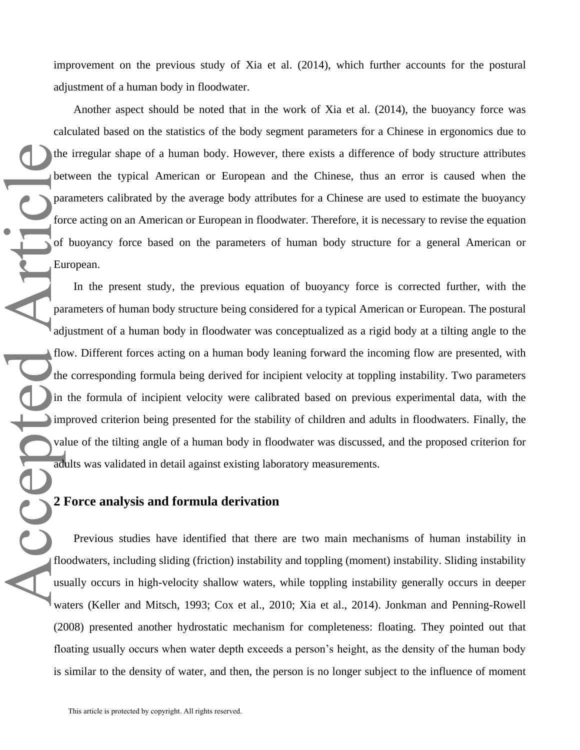improvement on the previous study of Xia et al. (2014), which further accounts for the postural adjustment of a human body in floodwater.

Another aspect should be noted that in the work of Xia et al. (2014), the buoyancy force was calculated based on the statistics of the body segment parameters for a Chinese in ergonomics due to the irregular shape of a human body. However, there exists a difference of body structure attributes between the typical American or European and the Chinese, thus an error is caused when the parameters calibrated by the average body attributes for a Chinese are used to estimate the buoyancy force acting on an American or European in floodwater. Therefore, it is necessary to revise the equation of buoyancy force based on the parameters of human body structure for a general American or European.

In the present study, the previous equation of buoyancy force is corrected further, with the parameters of human body structure being considered for a typical American or European. The postural adjustment of a human body in floodwater was conceptualized as a rigid body at a tilting angle to the flow. Different forces acting on a human body leaning forward the incoming flow are presented, with the corresponding formula being derived for incipient velocity at toppling instability. Two parameters in the formula of incipient velocity were calibrated based on previous experimental data, with the improved criterion being presented for the stability of children and adults in floodwaters. Finally, the value of the tilting angle of a human body in floodwater was discussed, and the proposed criterion for adults was validated in detail against existing laboratory measurements.

## 2 Force analysis and formula derivation

Previous studies have identified that there are two main mechanisms of human instability in floodwaters, including sliding (friction) instability and toppling (moment) instability. Sliding instability usually occurs in high-velocity shallow waters, while toppling instability generally occurs in deeper waters (Keller and Mitsch, 1993; Cox et al., 2010; Xia et al., 2014). Jonkman and Penning-Rowell (2008) presented another hydrostatic mechanism for completeness: floating. They pointed out that floating usually occurs when water depth exceeds a person's height, as the density of the human body is similar to the density of water, and then, the person is no longer subject to the influence of moment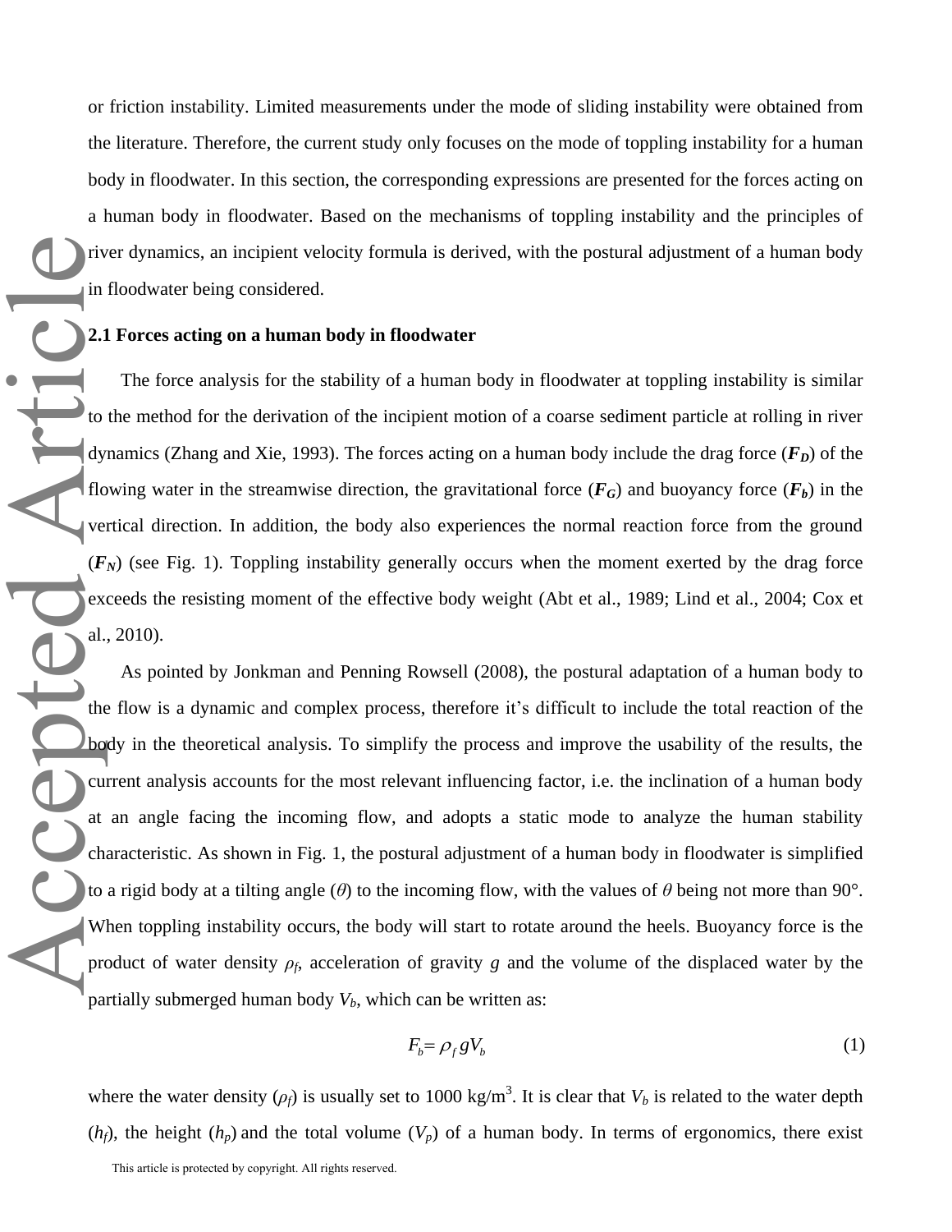or friction instability. Limited measurements under the mode of sliding instability were obtained from the literature. Therefore, the current study only focuses on the mode of toppling instability for a human body in floodwater. In this section, the corresponding expressions are presented for the forces acting on a human body in floodwater. Based on the mechanisms of toppling instability and the principles of river dynamics, an incipient velocity formula is derived, with the postural adjustment of a human body in floodwater being considered.

### 2.1 Forces acting on a human body in floodwater

The force analysis for the stability of a human body in floodwater at toppling instability is similar to the method for the derivation of the incipient motion of a coarse sediment particle at rolling in river dynamics (Zhang and Xie, 1993). The forces acting on a human body include the drag force (***F****D*) of the flowing water in the streamwise direction, the gravitational force ($\boldsymbol{F_G}$) and buoyancy force ($\boldsymbol{F_b}$) in the vertical direction. In addition, the body also experiences the normal reaction force from the ground ($\boldsymbol{F_N}$) (see Fig. 1). Toppling instability generally occurs when the moment exerted by the drag force exceeds the resisting moment of the effective body weight (Abt et al., 1989; Lind et al., 2004; Cox et al., 2010).

As pointed by Jonkman and Penning Rowsell (2008), the postural adaptation of a human body to the flow is a dynamic and complex process, therefore it's difficult to include the total reaction of the body in the theoretical analysis. To simplify the process and improve the usability of the results, the current analysis accounts for the most relevant influencing factor, i.e. the inclination of a human body at an angle facing the incoming flow, and adopts a static mode to analyze the human stability characteristic. As shown in Fig. 1, the postural adjustment of a human body in floodwater is simplified to a rigid body at a tilting angle ($\theta$) to the incoming flow, with the values of $\theta$ being not more than 90°. When toppling instability occurs, the body will start to rotate around the heels. Buoyancy force is the product of water density $\rho_f$, acceleration of gravity $g$ and the volume of the displaced water by the partially submerged human body $V_b$, which can be written as:

$$F_b = \rho_f g V_b \tag{1}$$

where the water density ($\rho_f$) is usually set to 1000 kg/m$^3$. It is clear that $V_b$ is related to the water depth ($h_f$), the height ($h_p$) and the total volume ($V_p$) of a human body. In terms of ergonomics, there exist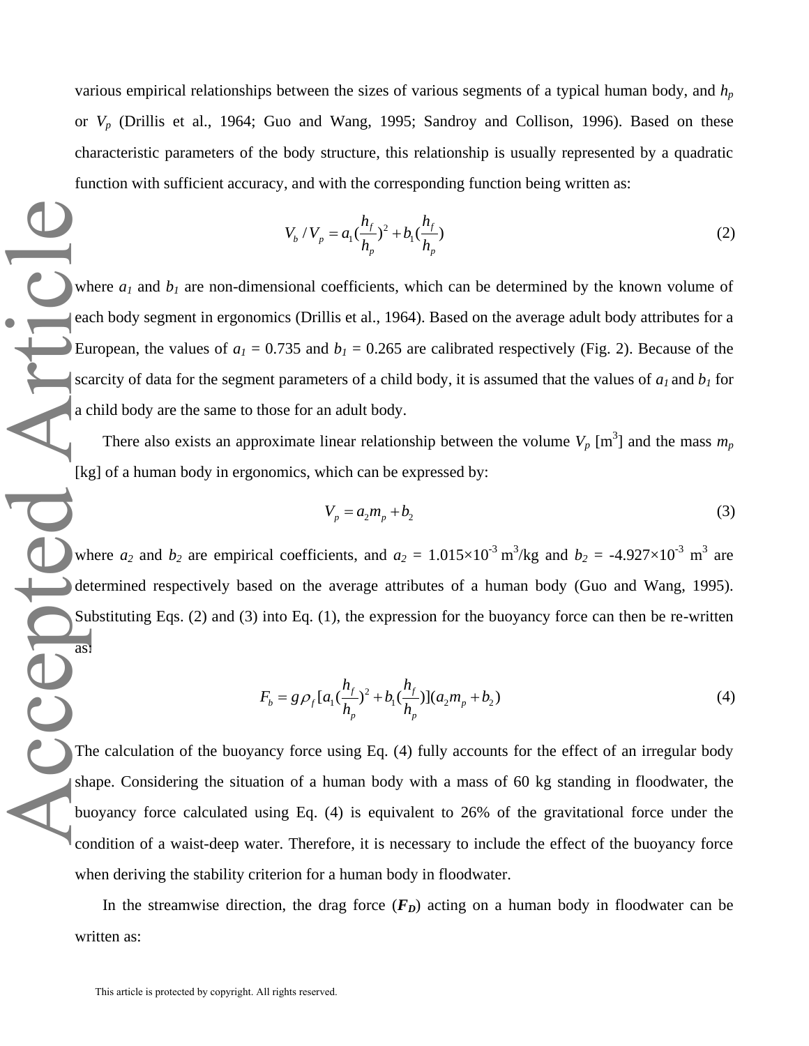various empirical relationships between the sizes of various segments of a typical human body, and $h_p$ or $V_p$ (Drillis et al., 1964; Guo and Wang, 1995; Sandroy and Collison, 1996). Based on these characteristic parameters of the body structure, this relationship is usually represented by a quadratic function with sufficient accuracy, and with the corresponding function being written as:

$$V_b / V_p = a_1 (\frac{h_f}{h_p})^2 + b_1 (\frac{h_f}{h_p}) \tag{2}$$

where $a_1$ and $b_1$ are non-dimensional coefficients, which can be determined by the known volume of each body segment in ergonomics (Drillis et al., 1964). Based on the average adult body attributes for a European, the values of $a_1$ = 0.735 and $b_1$ = 0.265 are calibrated respectively (Fig. 2). Because of the scarcity of data for the segment parameters of a child body, it is assumed that the values of $a_1$ and $b_1$ for a child body are the same to those for an adult body.

There also exists an approximate linear relationship between the volume $V_p$ [$m^3$] and the mass $m_p$ [kg] of a human body in ergonomics, which can be expressed by:

$$V_p = a_2 m_p + b_2 \tag{3}$$

where $a_2$ and $b_2$ are empirical coefficients, and $a_2 = 1.015\times10^{-3}$ $m^3$/kg and $b_2 = -4.927\times10^{-3}$ $m^3$ are determined respectively based on the average attributes of a human body (Guo and Wang, 1995). Substituting Eqs. (2) and (3) into Eq. (1), the expression for the buoyancy force can then be re-written as:

$$F_b = g\rho_f [a_1 (\frac{h_f}{h_p})^2 + b_1 (\frac{h_f}{h_p})](a_2 m_p + b_2) \tag{4}$$

The calculation of the buoyancy force using Eq. (4) fully accounts for the effect of an irregular body shape. Considering the situation of a human body with a mass of 60 kg standing in floodwater, the buoyancy force calculated using Eq. (4) is equivalent to 26% of the gravitational force under the condition of a waist-deep water. Therefore, it is necessary to include the effect of the buoyancy force when deriving the stability criterion for a human body in floodwater.

In the streamwise direction, the drag force ($\boldsymbol{F_D}$) acting on a human body in floodwater can be written as: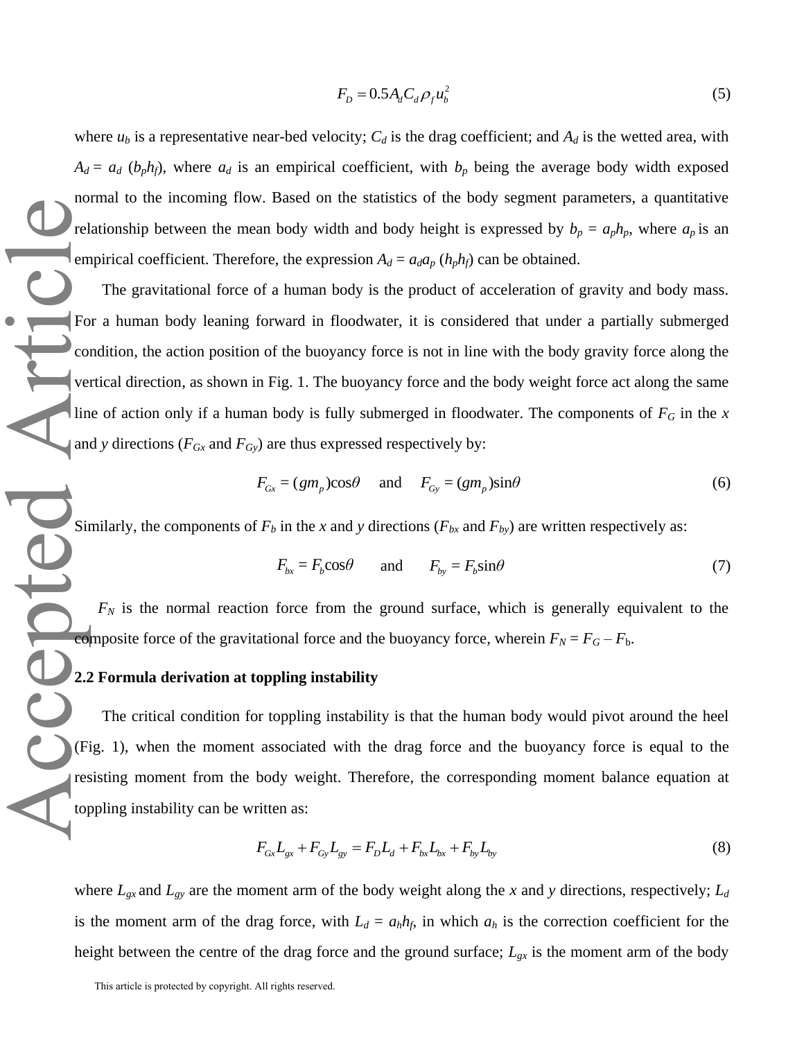$$F_D = 0.5 A_d C_d \rho_f u_b^2 \tag{5}$$

where $u_b$ is a representative near-bed velocity; $C_d$ is the drag coefficient; and $A_d$ is the wetted area, with $A_d = a_d (b_p h_f)$, where $a_d$ is an empirical coefficient, with $b_p$ being the average body width exposed normal to the incoming flow. Based on the statistics of the body segment parameters, a quantitative relationship between the mean body width and body height is expressed by $b_p = a_p h_p$, where $a_p$ is an empirical coefficient. Therefore, the expression $A_d = a_d a_p (h_p h_f)$ can be obtained.

The gravitational force of a human body is the product of acceleration of gravity and body mass. For a human body leaning forward in floodwater, it is considered that under a partially submerged condition, the action position of the buoyancy force is not in line with the body gravity force along the vertical direction, as shown in Fig. 1. The buoyancy force and the body weight force act along the same line of action only if a human body is fully submerged in floodwater. The components of $F_G$ in the $x$ and $y$ directions ($F_{Gx}$ and $F_{Gy}$) are thus expressed respectively by:

$$F_{Gx} = (g m_p)\cos\theta \quad \text{and} \quad F_{Gy} = (g m_p)\sin\theta \tag{6}$$

Similarly, the components of $F_b$ in the $x$ and $y$ directions ($F_{bx}$ and $F_{by}$) are written respectively as:

$$F_{bx} = F_b \cos\theta \quad \text{and} \quad F_{by} = F_b \sin\theta \tag{7}$$

$F_N$ is the normal reaction force from the ground surface, which is generally equivalent to the composite force of the gravitational force and the buoyancy force, wherein $F_N = F_G - F_b$.

## 2.2 Formula derivation at toppling instability

The critical condition for toppling instability is that the human body would pivot around the heel (Fig. 1), when the moment associated with the drag force and the buoyancy force is equal to the resisting moment from the body weight. Therefore, the corresponding moment balance equation at toppling instability can be written as:

$$F_{Gx} L_{gx} + F_{Gy} L_{gy} = F_D L_d + F_{bx} L_{bx} + F_{by} L_{by} \tag{8}$$

where $L_{gx}$ and $L_{gy}$ are the moment arm of the body weight along the $x$ and $y$ directions, respectively; $L_d$ is the moment arm of the drag force, with $L_d = a_h h_f$, in which $a_h$ is the correction coefficient for the height between the centre of the drag force and the ground surface; $L_{gx}$ is the moment arm of the body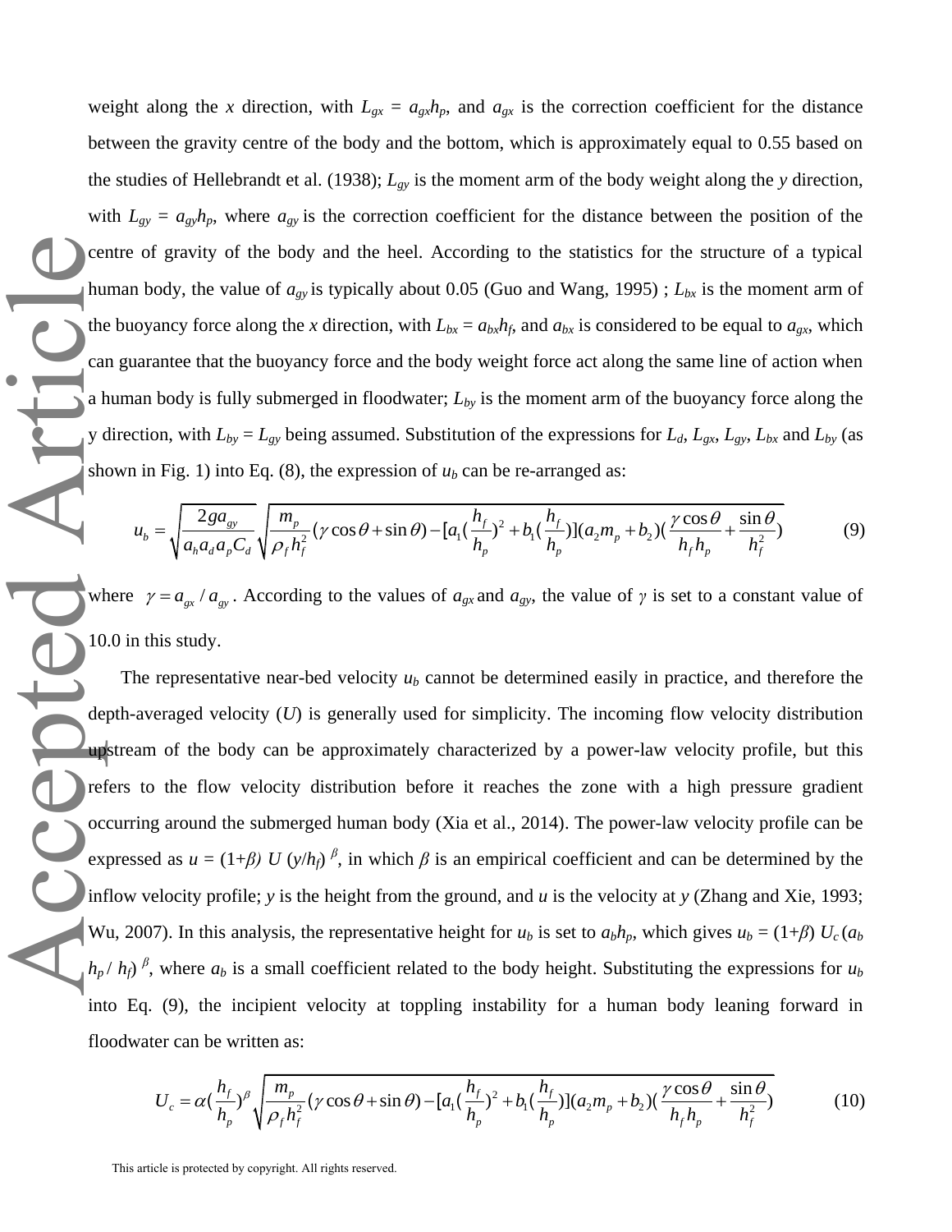weight along the $x$ direction, with $L_{gx} = a_{gx}h_p$, and $a_{gx}$ is the correction coefficient for the distance between the gravity centre of the body and the bottom, which is approximately equal to 0.55 based on the studies of Hellebrandt et al. (1938); $L_{gy}$ is the moment arm of the body weight along the $y$ direction, with $L_{gy} = a_{gy}h_p$, where $a_{gy}$ is the correction coefficient for the distance between the position of the centre of gravity of the body and the heel. According to the statistics for the structure of a typical human body, the value of $a_{gy}$ is typically about 0.05 (Guo and Wang, 1995) ; $L_{bx}$ is the moment arm of the buoyancy force along the $x$ direction, with $L_{bx} = a_{bx}h_f$, and $a_{bx}$ is considered to be equal to $a_{gx}$, which can guarantee that the buoyancy force and the body weight force act along the same line of action when a human body is fully submerged in floodwater; $L_{by}$ is the moment arm of the buoyancy force along the y direction, with $L_{by} = L_{gy}$ being assumed. Substitution of the expressions for $L_d$, $L_{gx}$, $L_{gy}$, $L_{bx}$ and $L_{by}$ (as shown in Fig. 1) into Eq. (8), the expression of $u_b$ can be re-arranged as:

$$u_b = \sqrt{\frac{2ga_{gy}}{a_h a_d a_p C_d}} \sqrt{\frac{m_p}{\rho_f h_f^2}(\gamma \cos\theta + \sin\theta) - [a_1(\frac{h_f}{h_p})^2 + b_1(\frac{h_f}{h_p})](a_2 m_p + b_2)(\frac{\gamma \cos\theta}{h_f h_p} + \frac{\sin\theta}{h_f^2})} \tag{9}$$

where $\gamma = a_{gx} / a_{gy}$. According to the values of $a_{gx}$ and $a_{gy}$, the value of $\gamma$ is set to a constant value of 10.0 in this study.

The representative near-bed velocity $u_b$ cannot be determined easily in practice, and therefore the depth-averaged velocity ($U$) is generally used for simplicity. The incoming flow velocity distribution upstream of the body can be approximately characterized by a power-law velocity profile, but this refers to the flow velocity distribution before it reaches the zone with a high pressure gradient occurring around the submerged human body (Xia et al., 2014). The power-law velocity profile can be expressed as $u = (1+\beta)\, U\, (y/h_f)^{\beta}$, in which $\beta$ is an empirical coefficient and can be determined by the inflow velocity profile; $y$ is the height from the ground, and $u$ is the velocity at $y$ (Zhang and Xie, 1993; Wu, 2007). In this analysis, the representative height for $u_b$ is set to $a_b h_p$, which gives $u_b = (1+\beta)\, U_c\, (a_b h_p / h_f)^{\beta}$, where $a_b$ is a small coefficient related to the body height. Substituting the expressions for $u_b$ into Eq. (9), the incipient velocity at toppling instability for a human body leaning forward in floodwater can be written as:

$$U_c = \alpha(\frac{h_f}{h_p})^{\beta} \sqrt{\frac{m_p}{\rho_f h_f^2}(\gamma \cos\theta + \sin\theta) - [a_1(\frac{h_f}{h_p})^2 + b_1(\frac{h_f}{h_p})](a_2 m_p + b_2)(\frac{\gamma \cos\theta}{h_f h_p} + \frac{\sin\theta}{h_f^2})} \tag{10}$$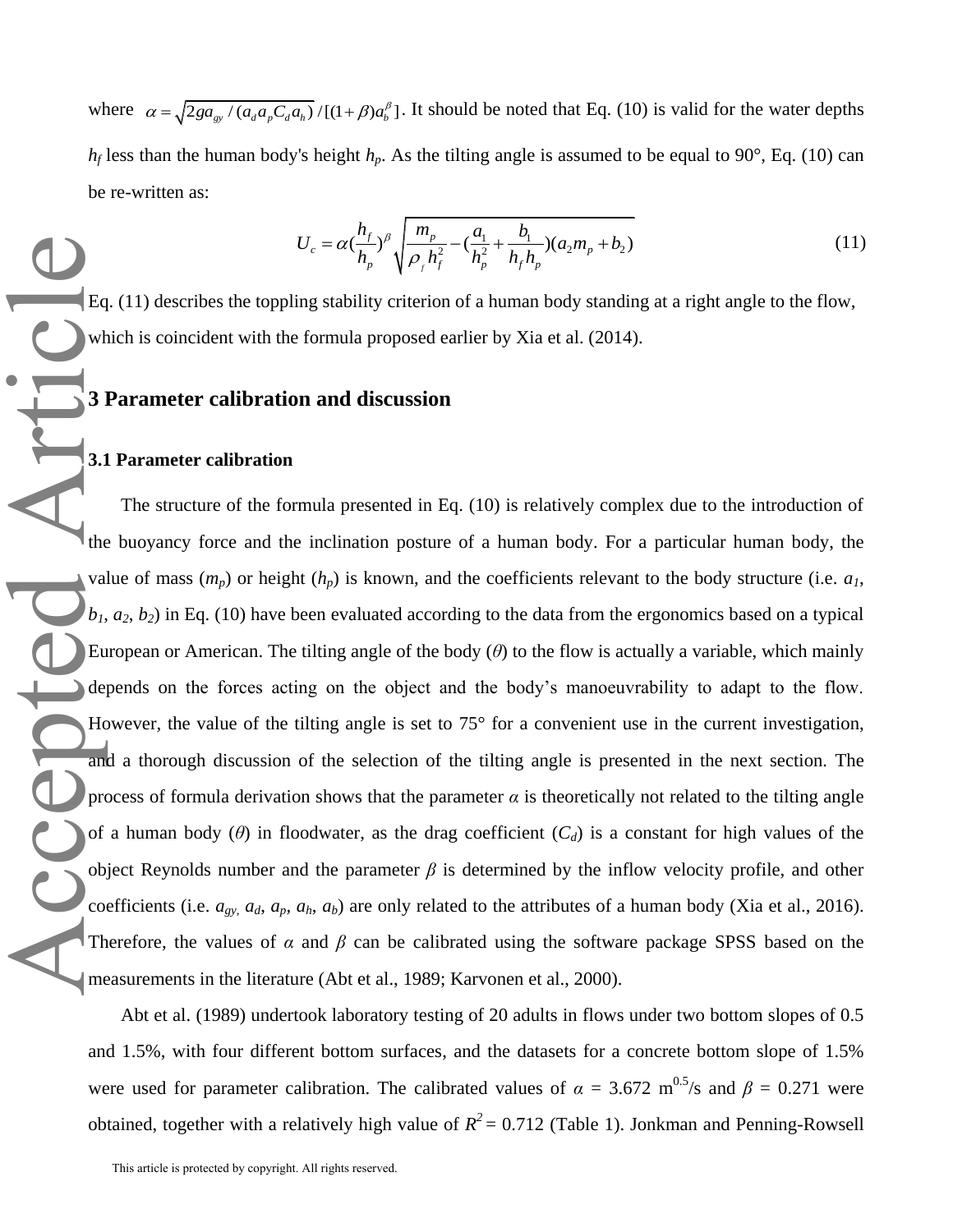where $\alpha = \sqrt{2ga_{gy} / (a_d a_p C_d a_h)} / [(1+\beta)a_b^{\beta}]$. It should be noted that Eq. (10) is valid for the water depths $h_f$ less than the human body's height $h_p$. As the tilting angle is assumed to be equal to 90°, Eq. (10) can be re-written as:

$$U_c = \alpha (\frac{h_f}{h_p})^{\beta} \sqrt{\frac{m_p}{\rho_f h_f^2} - (\frac{a_1}{h_p^2} + \frac{b_1}{h_f h_p})(a_2 m_p + b_2)} \tag{11}$$

Eq. (11) describes the toppling stability criterion of a human body standing at a right angle to the flow, which is coincident with the formula proposed earlier by Xia et al. (2014).

## 3 Parameter calibration and discussion

### 3.1 Parameter calibration

The structure of the formula presented in Eq. (10) is relatively complex due to the introduction of the buoyancy force and the inclination posture of a human body. For a particular human body, the value of mass ($m_p$) or height ($h_p$) is known, and the coefficients relevant to the body structure (i.e. $a_1$, $b_1$, $a_2$, $b_2$) in Eq. (10) have been evaluated according to the data from the ergonomics based on a typical European or American. The tilting angle of the body ($\theta$) to the flow is actually a variable, which mainly depends on the forces acting on the object and the body's manoeuvrability to adapt to the flow. However, the value of the tilting angle is set to 75° for a convenient use in the current investigation, and a thorough discussion of the selection of the tilting angle is presented in the next section. The process of formula derivation shows that the parameter $\alpha$ is theoretically not related to the tilting angle of a human body ($\theta$) in floodwater, as the drag coefficient ($C_d$) is a constant for high values of the object Reynolds number and the parameter $\beta$ is determined by the inflow velocity profile, and other coefficients (i.e. $a_{gy}$, $a_d$, $a_p$, $a_h$, $a_b$) are only related to the attributes of a human body (Xia et al., 2016). Therefore, the values of $\alpha$ and $\beta$ can be calibrated using the software package SPSS based on the measurements in the literature (Abt et al., 1989; Karvonen et al., 2000).

Abt et al. (1989) undertook laboratory testing of 20 adults in flows under two bottom slopes of 0.5 and 1.5%, with four different bottom surfaces, and the datasets for a concrete bottom slope of 1.5% were used for parameter calibration. The calibrated values of $\alpha$ = 3.672 $m^{0.5}$/s and $\beta$ = 0.271 were obtained, together with a relatively high value of $R^2$ = 0.712 (Table 1). Jonkman and Penning-Rowsell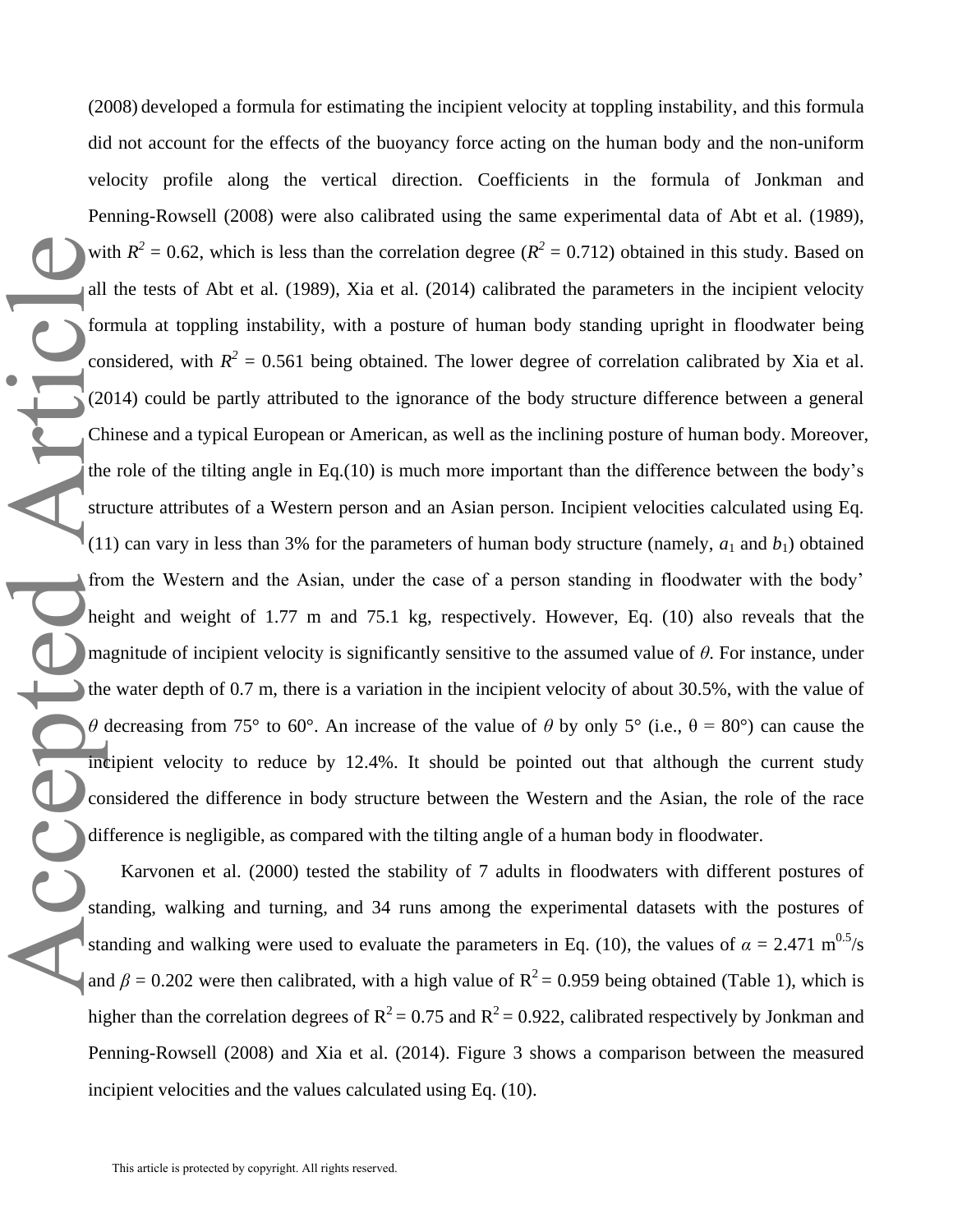(2008) developed a formula for estimating the incipient velocity at toppling instability, and this formula did not account for the effects of the buoyancy force acting on the human body and the non-uniform velocity profile along the vertical direction. Coefficients in the formula of Jonkman and Penning-Rowsell (2008) were also calibrated using the same experimental data of Abt et al. (1989), with $R^2$ = 0.62, which is less than the correlation degree ($R^2$ = 0.712) obtained in this study. Based on all the tests of Abt et al. (1989), Xia et al. (2014) calibrated the parameters in the incipient velocity formula at toppling instability, with a posture of human body standing upright in floodwater being considered, with $R^2$ = 0.561 being obtained. The lower degree of correlation calibrated by Xia et al. (2014) could be partly attributed to the ignorance of the body structure difference between a general Chinese and a typical European or American, as well as the inclining posture of human body. Moreover, the role of the tilting angle in Eq.(10) is much more important than the difference between the body's structure attributes of a Western person and an Asian person. Incipient velocities calculated using Eq. (11) can vary in less than 3% for the parameters of human body structure (namely, $a_1$ and $b_1$) obtained from the Western and the Asian, under the case of a person standing in floodwater with the body' height and weight of 1.77 m and 75.1 kg, respectively. However, Eq. (10) also reveals that the magnitude of incipient velocity is significantly sensitive to the assumed value of $\theta$. For instance, under the water depth of 0.7 m, there is a variation in the incipient velocity of about 30.5%, with the value of $\theta$ decreasing from 75° to 60°. An increase of the value of $\theta$ by only 5° (i.e., $\theta$ = 80°) can cause the incipient velocity to reduce by 12.4%. It should be pointed out that although the current study considered the difference in body structure between the Western and the Asian, the role of the race difference is negligible, as compared with the tilting angle of a human body in floodwater.

Karvonen et al. (2000) tested the stability of 7 adults in floodwaters with different postures of standing, walking and turning, and 34 runs among the experimental datasets with the postures of standing and walking were used to evaluate the parameters in Eq. (10), the values of $\alpha$ = 2.471 $m^{0.5}/s$ and $\beta$ = 0.202 were then calibrated, with a high value of $R^2$ = 0.959 being obtained (Table 1), which is higher than the correlation degrees of $R^2$ = 0.75 and $R^2$ = 0.922, calibrated respectively by Jonkman and Penning-Rowsell (2008) and Xia et al. (2014). Figure 3 shows a comparison between the measured incipient velocities and the values calculated using Eq. (10).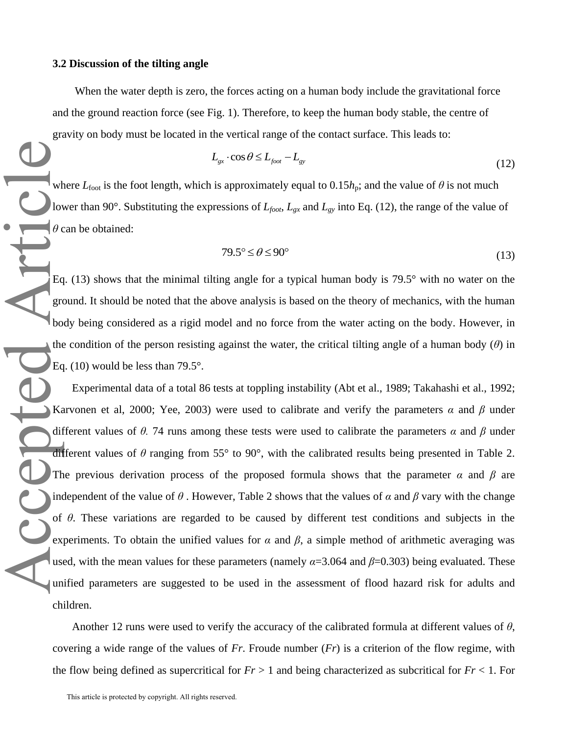### 3.2 Discussion of the tilting angle

When the water depth is zero, the forces acting on a human body include the gravitational force and the ground reaction force (see Fig. 1). Therefore, to keep the human body stable, the centre of gravity on body must be located in the vertical range of the contact surface. This leads to:

$$L_{gx} \cdot \cos\theta \leq L_{foot} - L_{gy} \tag{12}$$

where $L_{\text{foot}}$ is the foot length, which is approximately equal to $0.15h_{\text{p}}$; and the value of $\theta$ is not much lower than 90°. Substituting the expressions of $L_{foot}$, $L_{gx}$ and $L_{gy}$ into Eq. (12), the range of the value of $\theta$ can be obtained:

$$79.5° \leq \theta \leq 90° \tag{13}$$

Eq. (13) shows that the minimal tilting angle for a typical human body is 79.5° with no water on the ground. It should be noted that the above analysis is based on the theory of mechanics, with the human body being considered as a rigid model and no force from the water acting on the body. However, in the condition of the person resisting against the water, the critical tilting angle of a human body ($\theta$) in Eq. (10) would be less than 79.5°.

Experimental data of a total 86 tests at toppling instability (Abt et al., 1989; Takahashi et al., 1992; Karvonen et al, 2000; Yee, 2003) were used to calibrate and verify the parameters $\alpha$ and $\beta$ under different values of $\theta$. 74 runs among these tests were used to calibrate the parameters $\alpha$ and $\beta$ under different values of $\theta$ ranging from 55° to 90°, with the calibrated results being presented in Table 2. The previous derivation process of the proposed formula shows that the parameter $\alpha$ and $\beta$ are independent of the value of $\theta$ . However, Table 2 shows that the values of $\alpha$ and $\beta$ vary with the change of $\theta$. These variations are regarded to be caused by different test conditions and subjects in the experiments. To obtain the unified values for $\alpha$ and $\beta$, a simple method of arithmetic averaging was used, with the mean values for these parameters (namely $\alpha$=3.064 and $\beta$=0.303) being evaluated. These unified parameters are suggested to be used in the assessment of flood hazard risk for adults and children.

Another 12 runs were used to verify the accuracy of the calibrated formula at different values of $\theta$, covering a wide range of the values of $Fr$. Froude number ($Fr$) is a criterion of the flow regime, with the flow being defined as supercritical for $Fr > 1$ and being characterized as subcritical for $Fr < 1$. For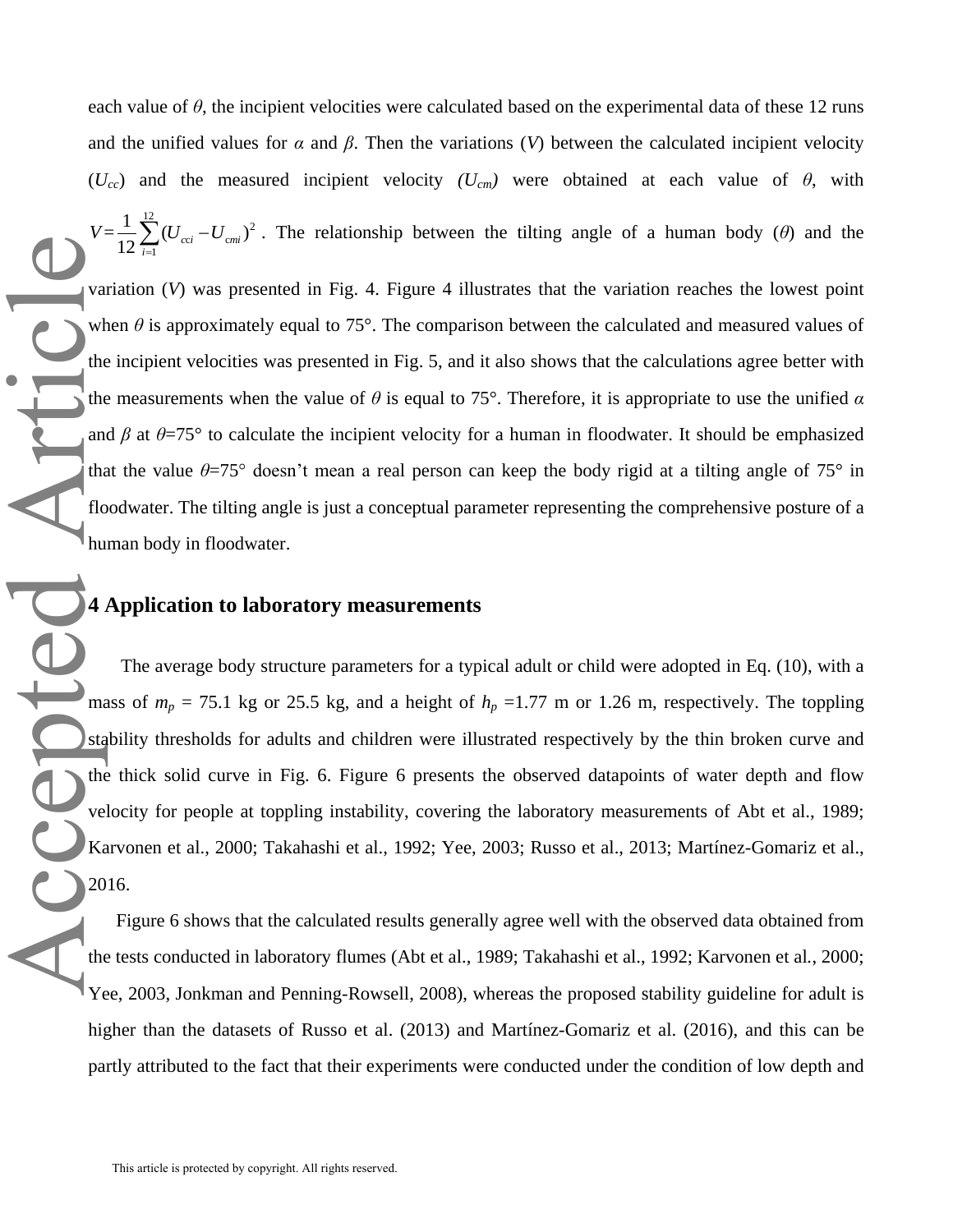each value of $\theta$, the incipient velocities were calculated based on the experimental data of these 12 runs and the unified values for $\alpha$ and $\beta$. Then the variations ($V$) between the calculated incipient velocity ($U_{cc}$) and the measured incipient velocity *($U_{cm}$)* were obtained at each value of $\theta$, with $V = \frac{1}{12}\sum_{i=1}^{12}(U_{cci} - U_{cmi})^2$. The relationship between the tilting angle of a human body ($\theta$) and the variation ($V$) was presented in Fig. 4. Figure 4 illustrates that the variation reaches the lowest point when $\theta$ is approximately equal to 75°. The comparison between the calculated and measured values of the incipient velocities was presented in Fig. 5, and it also shows that the calculations agree better with the measurements when the value of $\theta$ is equal to 75°. Therefore, it is appropriate to use the unified $\alpha$ and $\beta$ at $\theta$=75° to calculate the incipient velocity for a human in floodwater. It should be emphasized that the value $\theta$=75° doesn't mean a real person can keep the body rigid at a tilting angle of 75° in floodwater. The tilting angle is just a conceptual parameter representing the comprehensive posture of a human body in floodwater.

## 4 Application to laboratory measurements

The average body structure parameters for a typical adult or child were adopted in Eq. (10), with a mass of $m_p$ = 75.1 kg or 25.5 kg, and a height of $h_p$ =1.77 m or 1.26 m, respectively. The toppling stability thresholds for adults and children were illustrated respectively by the thin broken curve and the thick solid curve in Fig. 6. Figure 6 presents the observed datapoints of water depth and flow velocity for people at toppling instability, covering the laboratory measurements of Abt et al., 1989; Karvonen et al., 2000; Takahashi et al., 1992; Yee, 2003; Russo et al., 2013; Martínez-Gomariz et al., 2016.

Figure 6 shows that the calculated results generally agree well with the observed data obtained from the tests conducted in laboratory flumes (Abt et al., 1989; Takahashi et al., 1992; Karvonen et al., 2000; Yee, 2003, Jonkman and Penning-Rowsell, 2008), whereas the proposed stability guideline for adult is higher than the datasets of Russo et al. (2013) and Martínez-Gomariz et al. (2016), and this can be partly attributed to the fact that their experiments were conducted under the condition of low depth and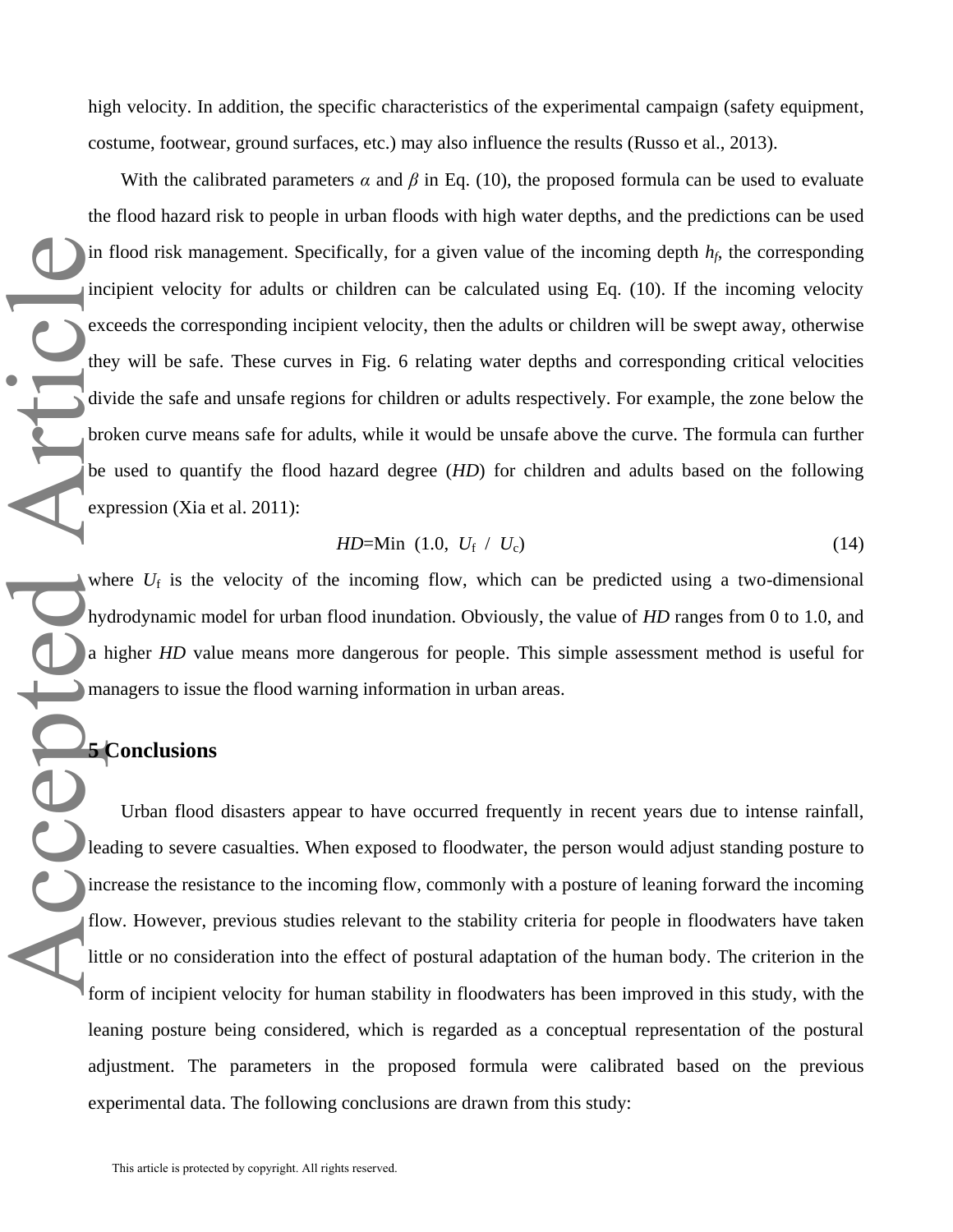high velocity. In addition, the specific characteristics of the experimental campaign (safety equipment, costume, footwear, ground surfaces, etc.) may also influence the results (Russo et al., 2013).

With the calibrated parameters $\alpha$ and $\beta$ in Eq. (10), the proposed formula can be used to evaluate the flood hazard risk to people in urban floods with high water depths, and the predictions can be used in flood risk management. Specifically, for a given value of the incoming depth $h_f$, the corresponding incipient velocity for adults or children can be calculated using Eq. (10). If the incoming velocity exceeds the corresponding incipient velocity, then the adults or children will be swept away, otherwise they will be safe. These curves in Fig. 6 relating water depths and corresponding critical velocities divide the safe and unsafe regions for children or adults respectively. For example, the zone below the broken curve means safe for adults, while it would be unsafe above the curve. The formula can further be used to quantify the flood hazard degree (*HD*) for children and adults based on the following expression (Xia et al. 2011):

$$HD = \text{Min}\ (1.0,\ U_f\ /\ U_c) \tag{14}$$

where $U_f$ is the velocity of the incoming flow, which can be predicted using a two-dimensional hydrodynamic model for urban flood inundation. Obviously, the value of *HD* ranges from 0 to 1.0, and a higher *HD* value means more dangerous for people. This simple assessment method is useful for managers to issue the flood warning information in urban areas.

## 5 Conclusions

Urban flood disasters appear to have occurred frequently in recent years due to intense rainfall, leading to severe casualties. When exposed to floodwater, the person would adjust standing posture to increase the resistance to the incoming flow, commonly with a posture of leaning forward the incoming flow. However, previous studies relevant to the stability criteria for people in floodwaters have taken little or no consideration into the effect of postural adaptation of the human body. The criterion in the form of incipient velocity for human stability in floodwaters has been improved in this study, with the leaning posture being considered, which is regarded as a conceptual representation of the postural adjustment. The parameters in the proposed formula were calibrated based on the previous experimental data. The following conclusions are drawn from this study: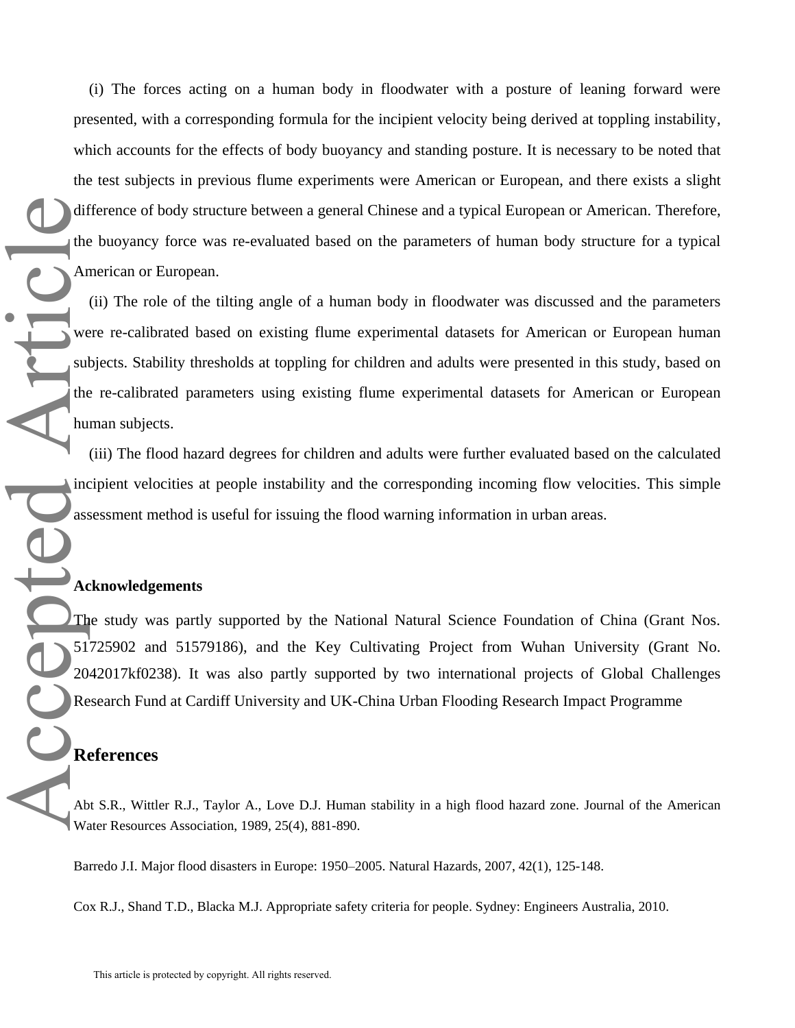(i) The forces acting on a human body in floodwater with a posture of leaning forward were presented, with a corresponding formula for the incipient velocity being derived at toppling instability, which accounts for the effects of body buoyancy and standing posture. It is necessary to be noted that the test subjects in previous flume experiments were American or European, and there exists a slight difference of body structure between a general Chinese and a typical European or American. Therefore, the buoyancy force was re-evaluated based on the parameters of human body structure for a typical American or European.

(ii) The role of the tilting angle of a human body in floodwater was discussed and the parameters were re-calibrated based on existing flume experimental datasets for American or European human subjects. Stability thresholds at toppling for children and adults were presented in this study, based on the re-calibrated parameters using existing flume experimental datasets for American or European human subjects.

(iii) The flood hazard degrees for children and adults were further evaluated based on the calculated incipient velocities at people instability and the corresponding incoming flow velocities. This simple assessment method is useful for issuing the flood warning information in urban areas.

**Acknowledgements**

The study was partly supported by the National Natural Science Foundation of China (Grant Nos. 51725902 and 51579186), and the Key Cultivating Project from Wuhan University (Grant No. 2042017kf0238). It was also partly supported by two international projects of Global Challenges Research Fund at Cardiff University and UK-China Urban Flooding Research Impact Programme

## References

Abt S.R., Wittler R.J., Taylor A., Love D.J. Human stability in a high flood hazard zone. Journal of the American Water Resources Association, 1989, 25(4), 881-890.

Barredo J.I. Major flood disasters in Europe: 1950–2005. Natural Hazards, 2007, 42(1), 125-148.

Cox R.J., Shand T.D., Blacka M.J. Appropriate safety criteria for people. Sydney: Engineers Australia, 2010.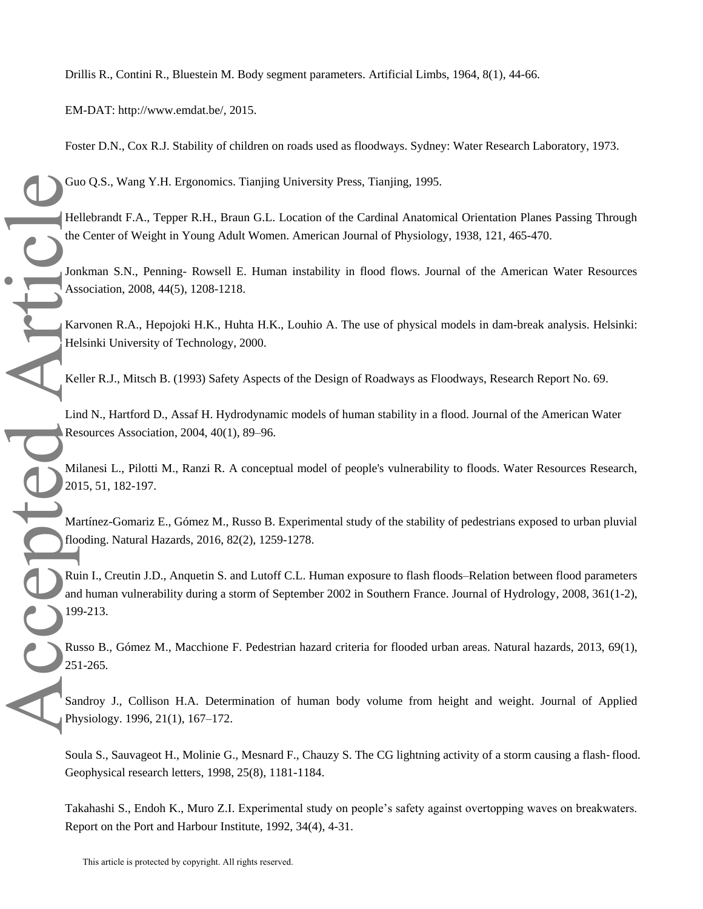Drillis R., Contini R., Bluestein M. Body segment parameters. Artificial Limbs, 1964, 8(1), 44-66.

EM-DAT: http://www.emdat.be/, 2015.

Foster D.N., Cox R.J. Stability of children on roads used as floodways. Sydney: Water Research Laboratory, 1973.

Guo Q.S., Wang Y.H. Ergonomics. Tianjing University Press, Tianjing, 1995.

Hellebrandt F.A., Tepper R.H., Braun G.L. Location of the Cardinal Anatomical Orientation Planes Passing Through the Center of Weight in Young Adult Women. American Journal of Physiology, 1938, 121, 465-470.

Jonkman S.N., Penning- Rowsell E. Human instability in flood flows. Journal of the American Water Resources Association, 2008, 44(5), 1208-1218.

Karvonen R.A., Hepojoki H.K., Huhta H.K., Louhio A. The use of physical models in dam-break analysis. Helsinki: Helsinki University of Technology, 2000.

Keller R.J., Mitsch B. (1993) Safety Aspects of the Design of Roadways as Floodways, Research Report No. 69.

Lind N., Hartford D., Assaf H. Hydrodynamic models of human stability in a flood. Journal of the American Water Resources Association, 2004, 40(1), 89–96.

Milanesi L., Pilotti M., Ranzi R. A conceptual model of people's vulnerability to floods. Water Resources Research, 2015, 51, 182-197.

Martínez-Gomariz E., Gómez M., Russo B. Experimental study of the stability of pedestrians exposed to urban pluvial flooding. Natural Hazards, 2016, 82(2), 1259-1278.

Ruin I., Creutin J.D., Anquetin S. and Lutoff C.L. Human exposure to flash floods–Relation between flood parameters and human vulnerability during a storm of September 2002 in Southern France. Journal of Hydrology, 2008, 361(1-2), 199-213.

Russo B., Gómez M., Macchione F. Pedestrian hazard criteria for flooded urban areas. Natural hazards, 2013, 69(1), 251-265.

Sandroy J., Collison H.A. Determination of human body volume from height and weight. Journal of Applied Physiology. 1996, 21(1), 167–172.

Soula S., Sauvageot H., Molinie G., Mesnard F., Chauzy S. The CG lightning activity of a storm causing a flash‐flood. Geophysical research letters, 1998, 25(8), 1181-1184.

Takahashi S., Endoh K., Muro Z.I. Experimental study on people's safety against overtopping waves on breakwaters. Report on the Port and Harbour Institute, 1992, 34(4), 4-31.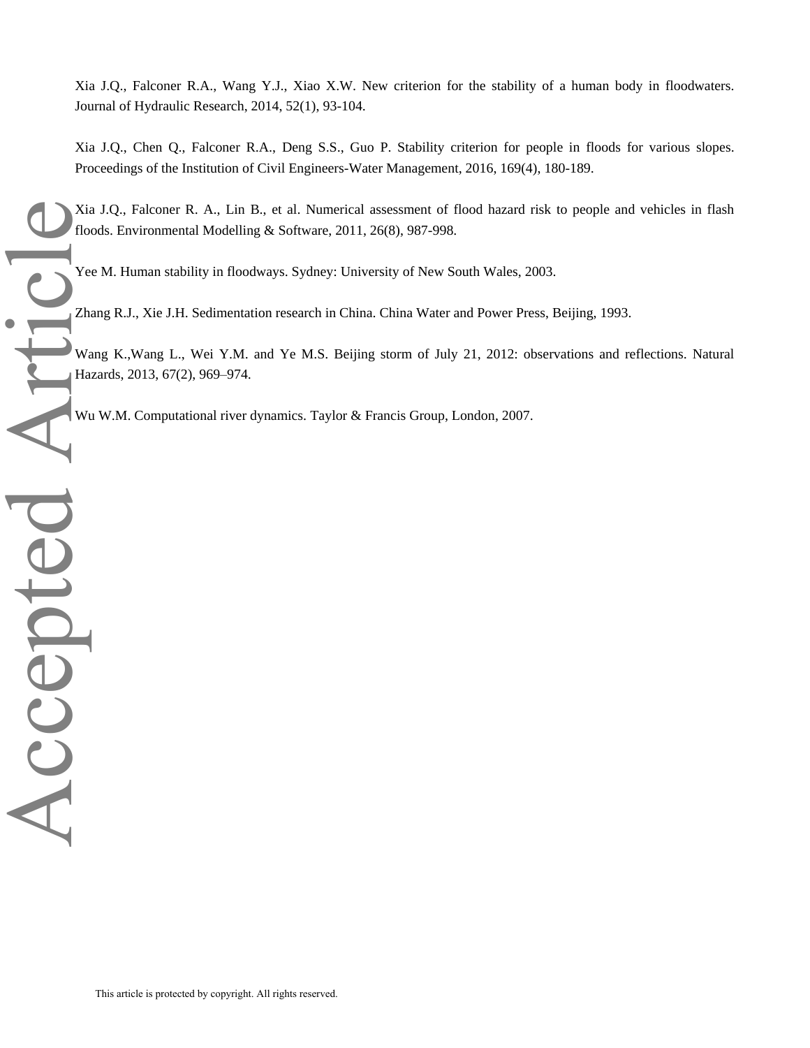Xia J.Q., Falconer R.A., Wang Y.J., Xiao X.W. New criterion for the stability of a human body in floodwaters. Journal of Hydraulic Research, 2014, 52(1), 93-104.

Xia J.Q., Chen Q., Falconer R.A., Deng S.S., Guo P. Stability criterion for people in floods for various slopes. Proceedings of the Institution of Civil Engineers-Water Management, 2016, 169(4), 180-189.

Xia J.Q., Falconer R. A., Lin B., et al. Numerical assessment of flood hazard risk to people and vehicles in flash floods. Environmental Modelling & Software, 2011, 26(8), 987-998.

Yee M. Human stability in floodways. Sydney: University of New South Wales, 2003.

Zhang R.J., Xie J.H. Sedimentation research in China. China Water and Power Press, Beijing, 1993.

Wang K.,Wang L., Wei Y.M. and Ye M.S. Beijing storm of July 21, 2012: observations and reflections. Natural Hazards, 2013, 67(2), 969–974.

Wu W.M. Computational river dynamics. Taylor & Francis Group, London, 2007.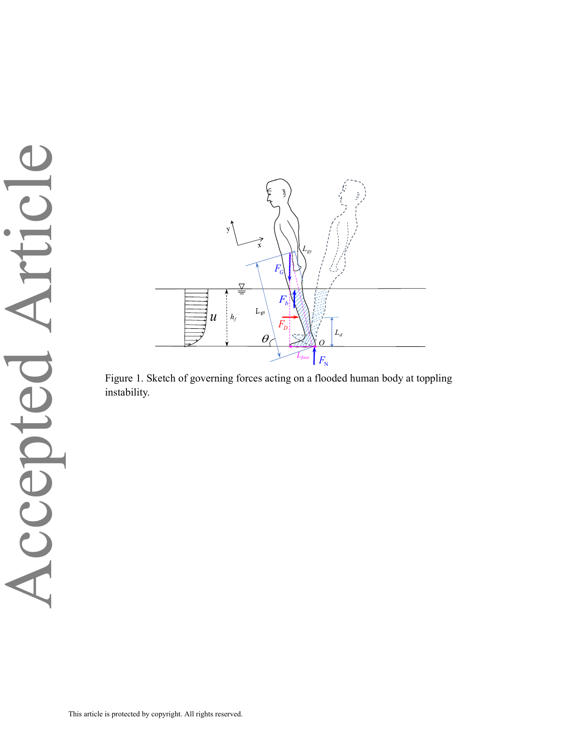Figure 1. Sketch of governing forces acting on a flooded human body at toppling instability.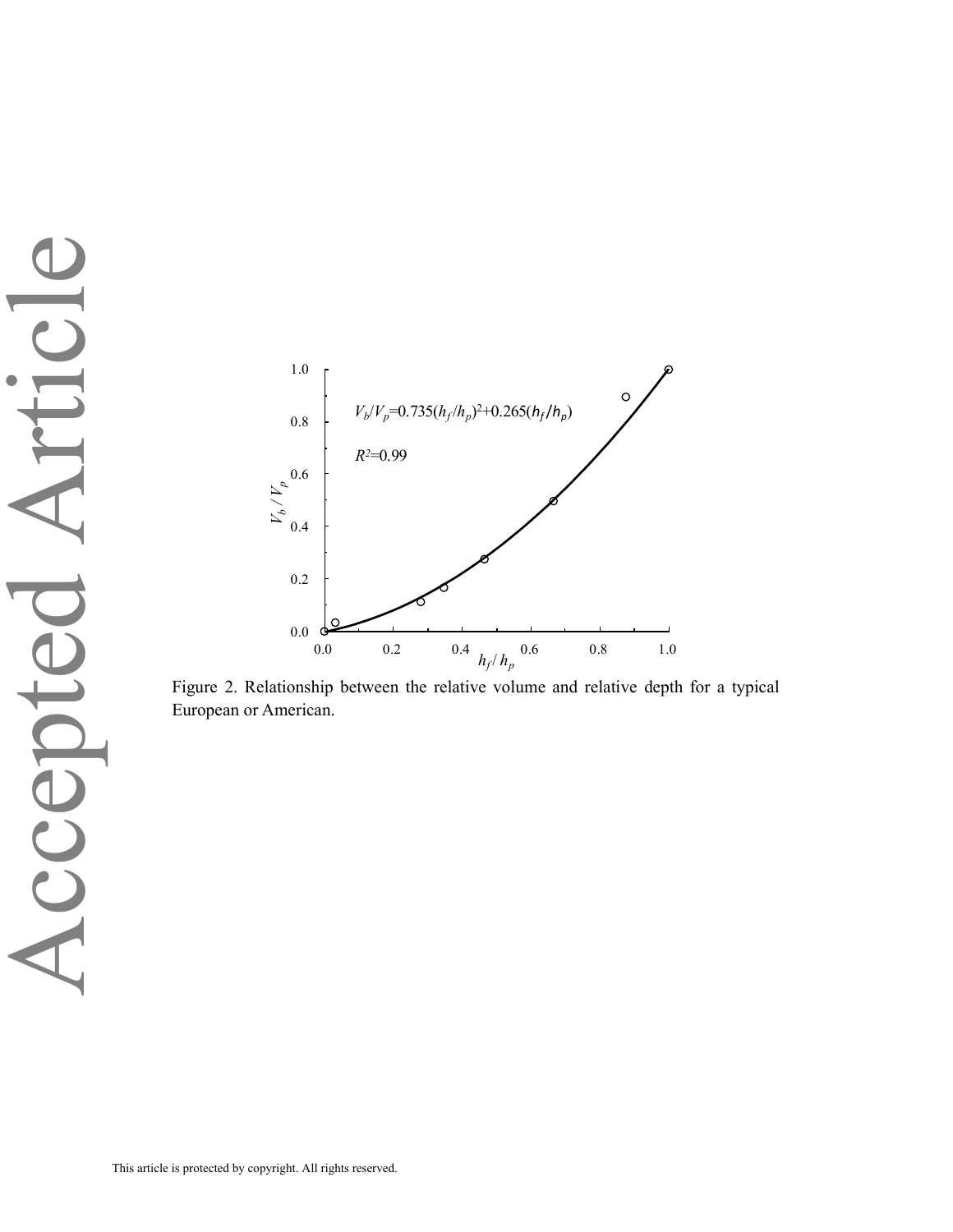Figure 2. Relationship between the relative volume and relative depth for a typical European or American.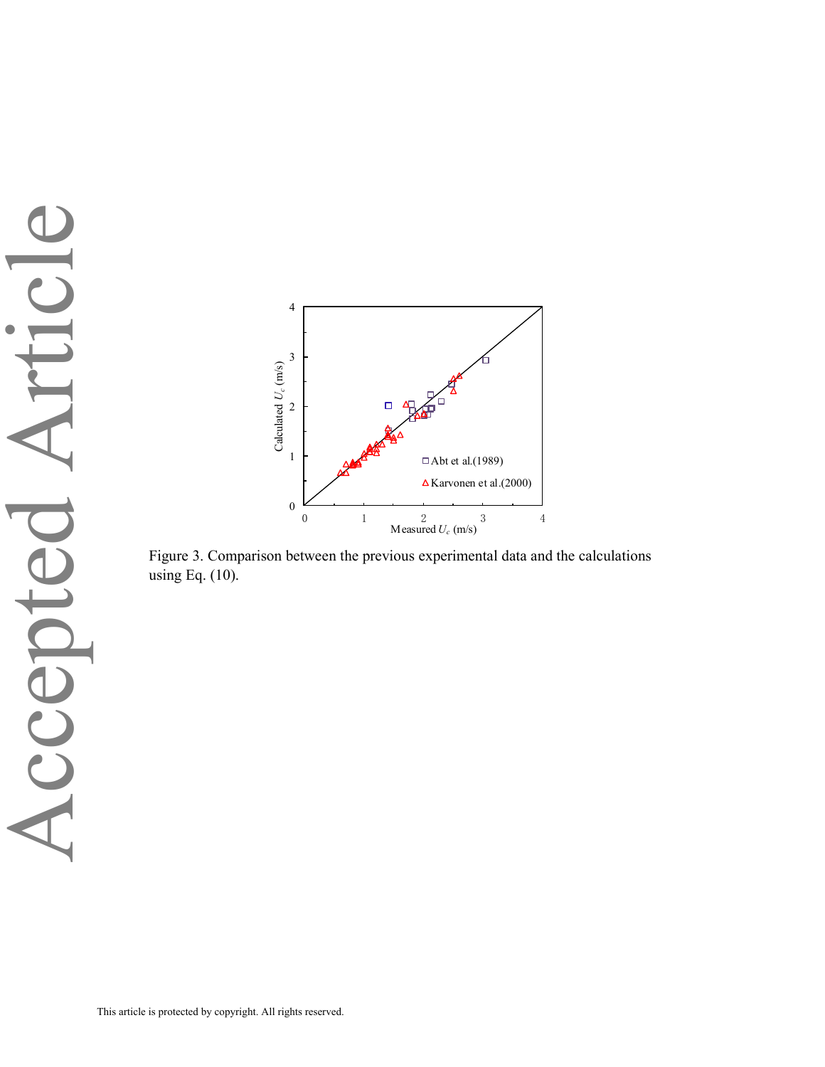Figure 3. Comparison between the previous experimental data and the calculations using Eq. (10).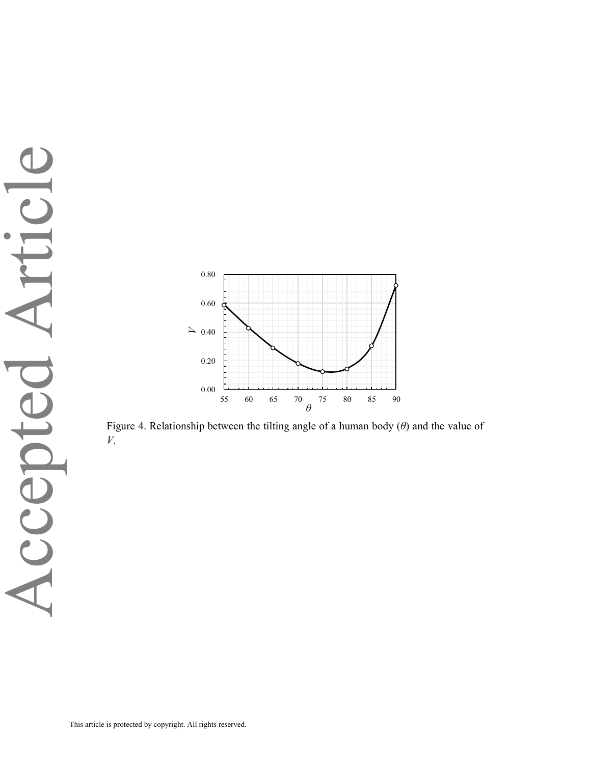Figure 4. Relationship between the tilting angle of a human body ($\theta$) and the value of $V$.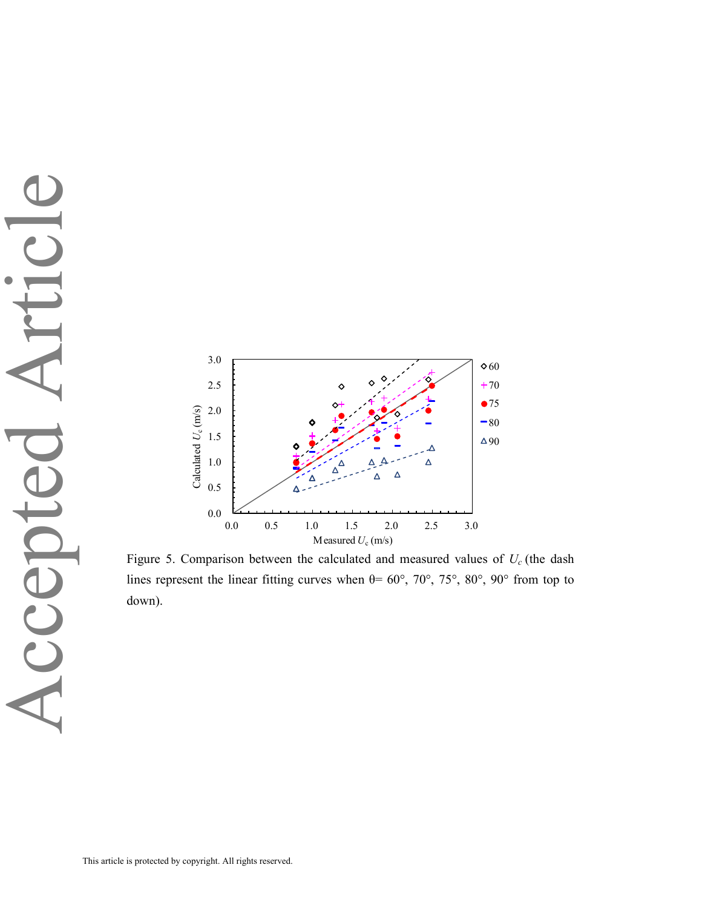Figure 5. Comparison between the calculated and measured values of $U_c$ (the dash lines represent the linear fitting curves when θ= 60°, 70°, 75°, 80°, 90° from top to down).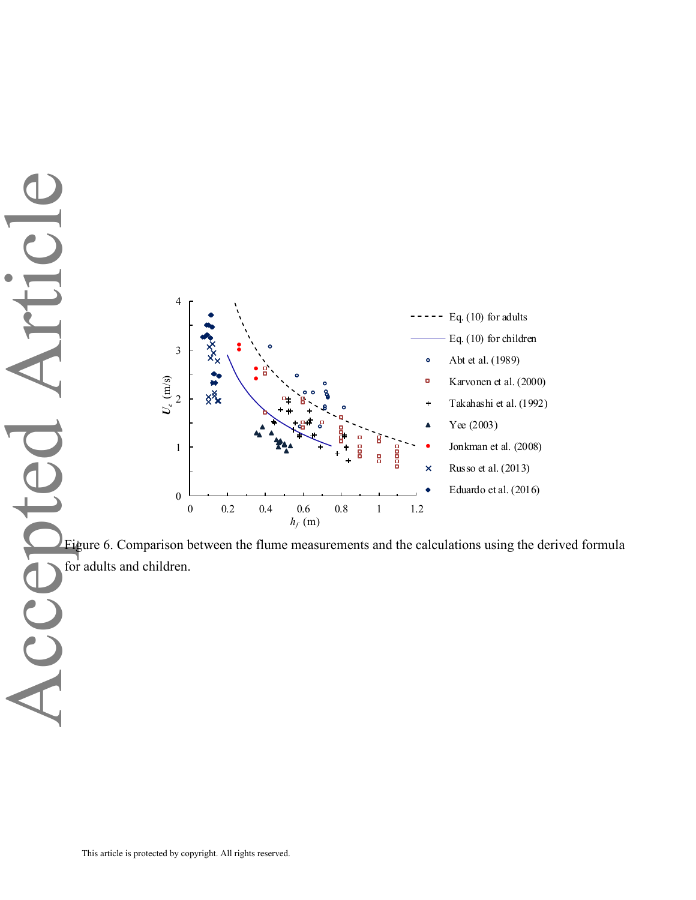Figure 6. Comparison between the flume measurements and the calculations using the derived formula for adults and children.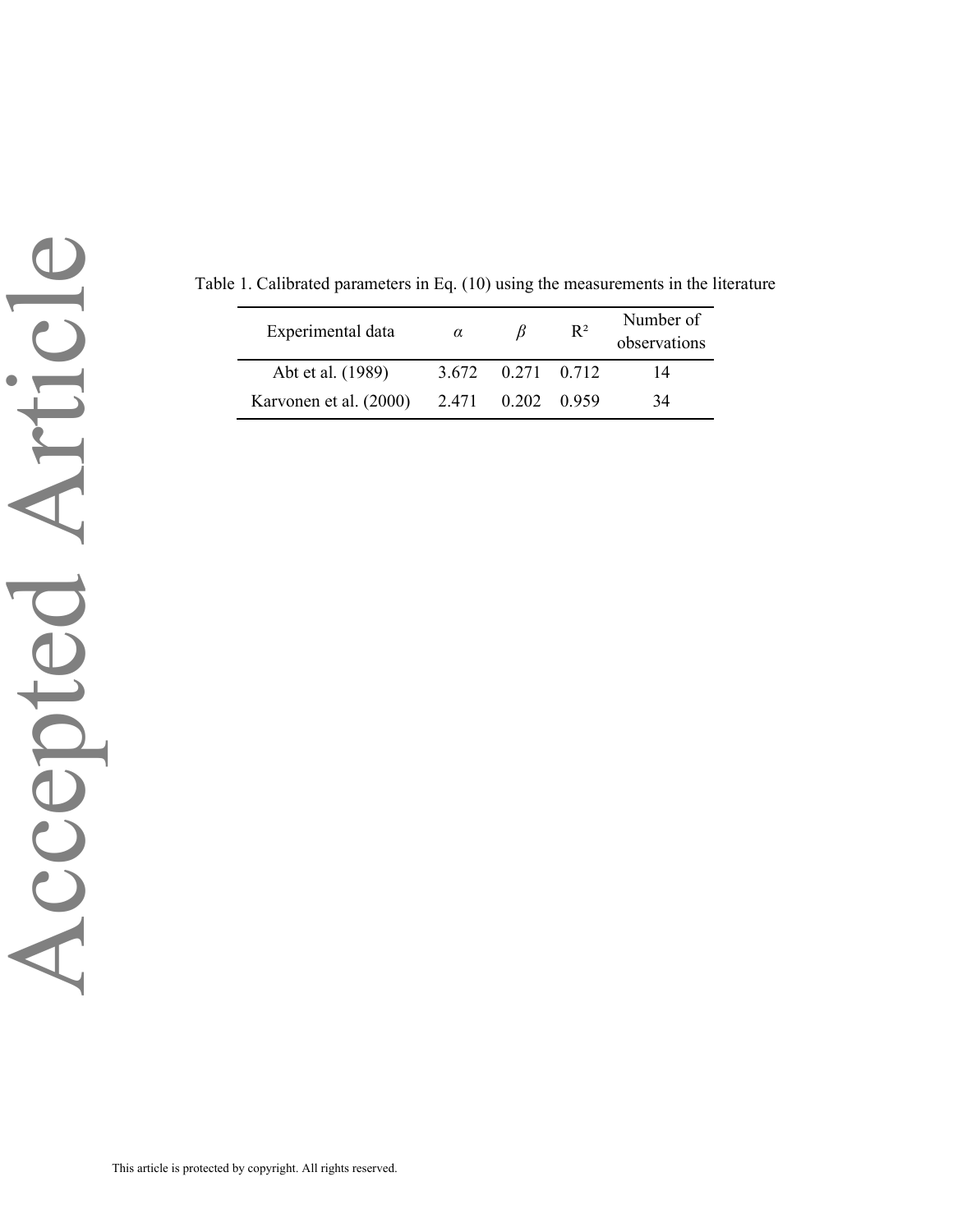Table 1. Calibrated parameters in Eq. (10) using the measurements in the literature

| Experimental data | $\alpha$ | $\beta$ | $R^2$ | Number of observations |
|---|---|---|---|---|
| Abt et al. (1989) | 3.672 | 0.271 | 0.712 | 14 |
| Karvonen et al. (2000) | 2.471 | 0.202 | 0.959 | 34 |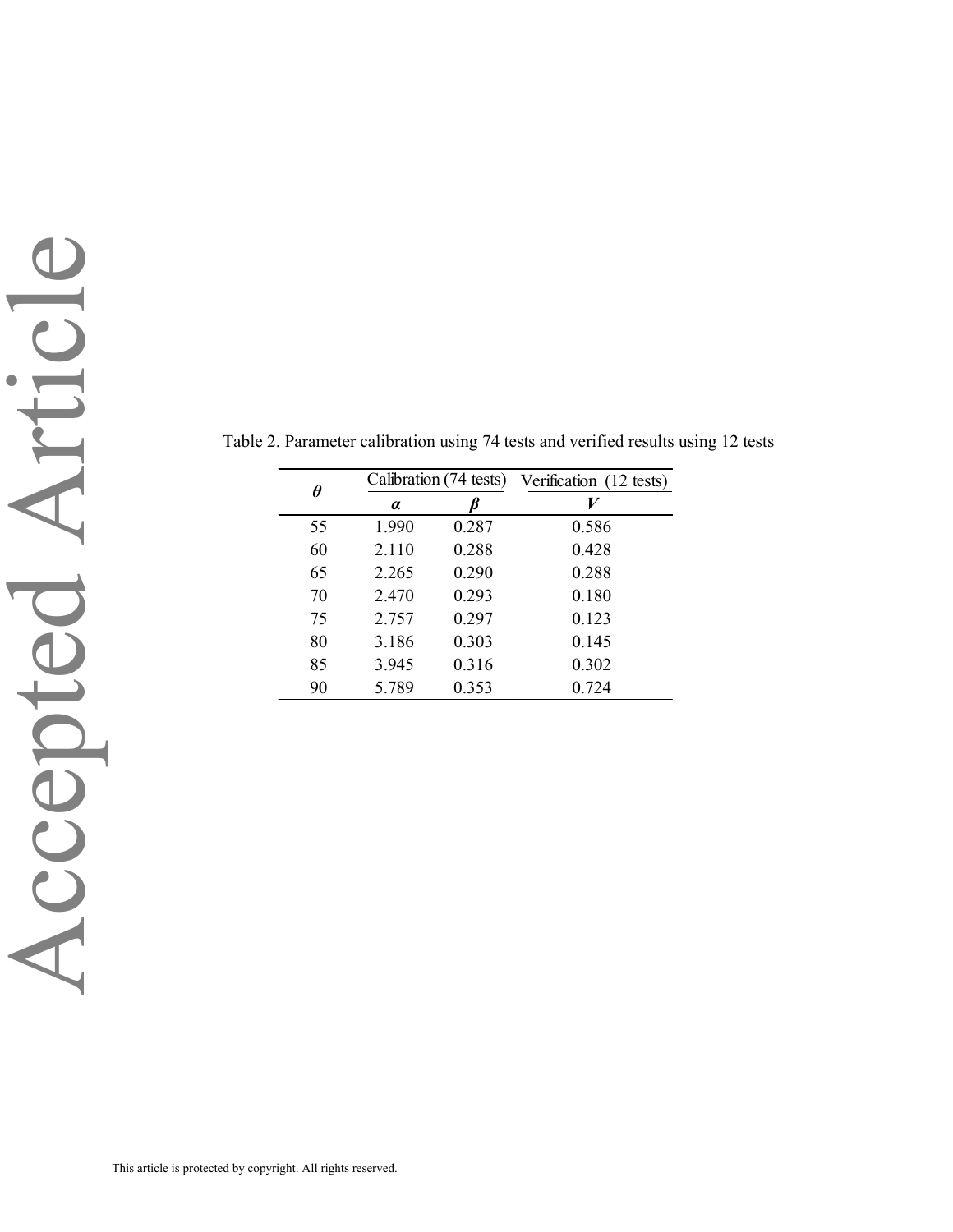Table 2. Parameter calibration using 74 tests and verified results using 12 tests

| $\theta$ | Calibration (74 tests) | | Verification (12 tests) |
|---|---|---|---|
| | $\alpha$ | $\beta$ | $V$ |
| 55 | 1.990 | 0.287 | 0.586 |
| 60 | 2.110 | 0.288 | 0.428 |
| 65 | 2.265 | 0.290 | 0.288 |
| 70 | 2.470 | 0.293 | 0.180 |
| 75 | 2.757 | 0.297 | 0.123 |
| 80 | 3.186 | 0.303 | 0.145 |
| 85 | 3.945 | 0.316 | 0.302 |
| 90 | 5.789 | 0.353 | 0.724 |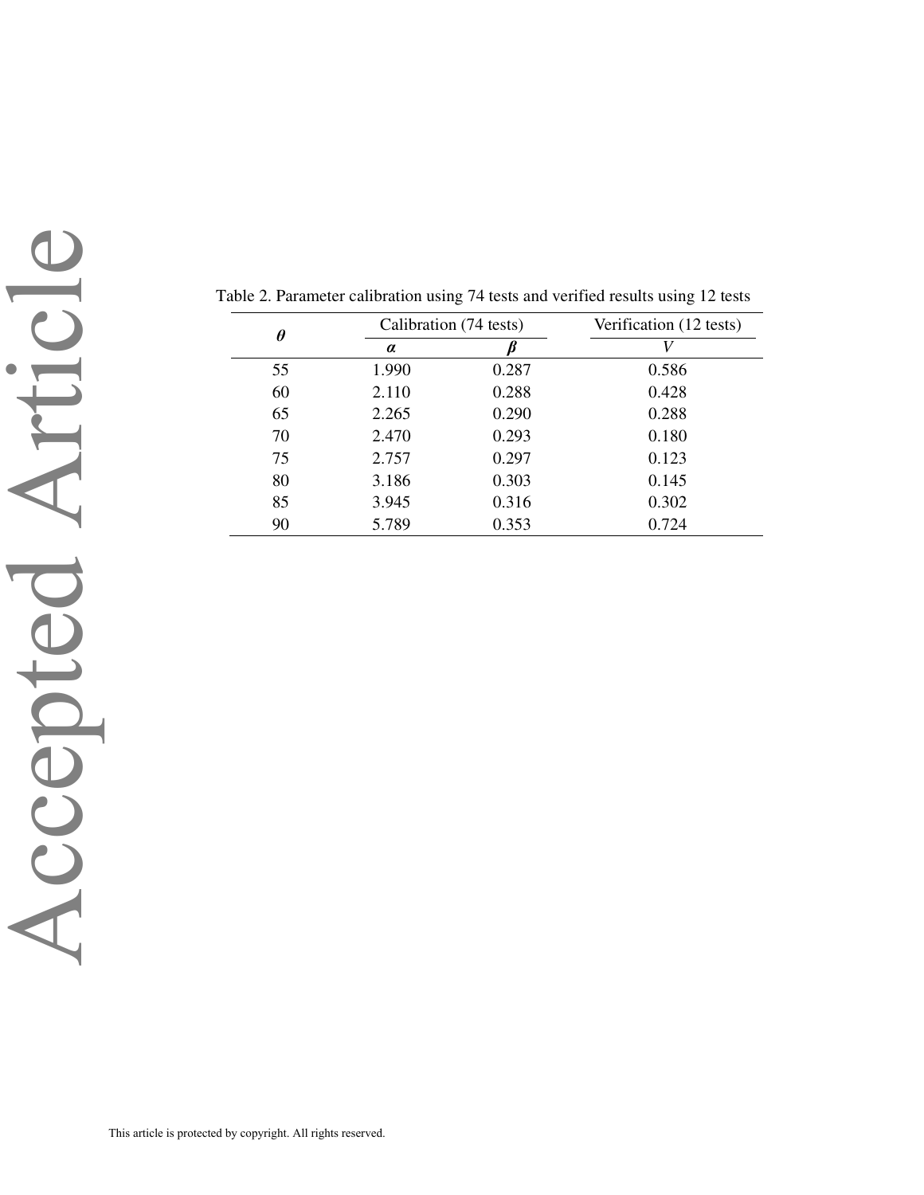Table 2. Parameter calibration using 74 tests and verified results using 12 tests

| $\theta$ | Calibration (74 tests) | | Verification (12 tests) |
|---|---|---|---|
| | $\alpha$ | $\beta$ | $V$ |
| 55 | 1.990 | 0.287 | 0.586 |
| 60 | 2.110 | 0.288 | 0.428 |
| 65 | 2.265 | 0.290 | 0.288 |
| 70 | 2.470 | 0.293 | 0.180 |
| 75 | 2.757 | 0.297 | 0.123 |
| 80 | 3.186 | 0.303 | 0.145 |
| 85 | 3.945 | 0.316 | 0.302 |
| 90 | 5.789 | 0.353 | 0.724 |